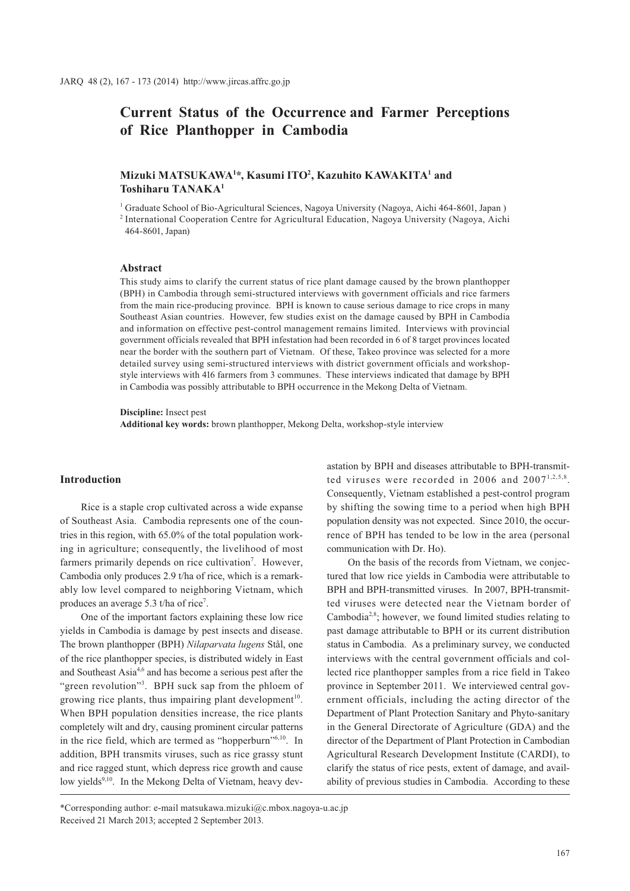# Current Status of the Occurrence and Farmer Perceptions of Rice Planthopper in Cambodia

**Mizuki MATSUKAWA[1]*, Kasumi ITO[2], Kazuhito KAWAKITA[1] and Toshiharu TANAKA[1]**

[1] Graduate School of Bio-Agricultural Sciences, Nagoya University (Nagoya, Aichi 464-8601, Japan )
[2] International Cooperation Centre for Agricultural Education, Nagoya University (Nagoya, Aichi 464-8601, Japan)

## Abstract

This study aims to clarify the current status of rice plant damage caused by the brown planthopper (BPH) in Cambodia through semi-structured interviews with government officials and rice farmers from the main rice-producing province. BPH is known to cause serious damage to rice crops in many Southeast Asian countries. However, few studies exist on the damage caused by BPH in Cambodia and information on effective pest-control management remains limited. Interviews with provincial government officials revealed that BPH infestation had been recorded in 6 of 8 target provinces located near the border with the southern part of Vietnam. Of these, Takeo province was selected for a more detailed survey using semi-structured interviews with district government officials and workshop-style interviews with 416 farmers from 3 communes. These interviews indicated that damage by BPH in Cambodia was possibly attributable to BPH occurrence in the Mekong Delta of Vietnam.

**Discipline:** Insect pest
**Additional key words:** brown planthopper, Mekong Delta, workshop-style interview

## Introduction

Rice is a staple crop cultivated across a wide expanse of Southeast Asia. Cambodia represents one of the countries in this region, with 65.0% of the total population working in agriculture; consequently, the livelihood of most farmers primarily depends on rice cultivation[7]. However, Cambodia only produces 2.9 t/ha of rice, which is a remarkably low level compared to neighboring Vietnam, which produces an average 5.3 t/ha of rice[7].

One of the important factors explaining these low rice yields in Cambodia is damage by pest insects and disease. The brown planthopper (BPH) *Nilaparvata lugens* Stål, one of the rice planthopper species, is distributed widely in East and Southeast Asia[4,6] and has become a serious pest after the "green revolution"[3]. BPH suck sap from the phloem of growing rice plants, thus impairing plant development[10]. When BPH population densities increase, the rice plants completely wilt and dry, causing prominent circular patterns in the rice field, which are termed as "hopperburn"[6,10]. In addition, BPH transmits viruses, such as rice grassy stunt and rice ragged stunt, which depress rice growth and cause low yields[9,10]. In the Mekong Delta of Vietnam, heavy devastation by BPH and diseases attributable to BPH-transmitted viruses were recorded in 2006 and 2007[1,2,5,8]. Consequently, Vietnam established a pest-control program by shifting the sowing time to a period when high BPH population density was not expected. Since 2010, the occurrence of BPH has tended to be low in the area (personal communication with Dr. Ho).

On the basis of the records from Vietnam, we conjectured that low rice yields in Cambodia were attributable to BPH and BPH-transmitted viruses. In 2007, BPH-transmitted viruses were detected near the Vietnam border of Cambodia[2,8]; however, we found limited studies relating to past damage attributable to BPH or its current distribution status in Cambodia. As a preliminary survey, we conducted interviews with the central government officials and collected rice planthopper samples from a rice field in Takeo province in September 2011. We interviewed central government officials, including the acting director of the Department of Plant Protection Sanitary and Phyto-sanitary in the General Directorate of Agriculture (GDA) and the director of the Department of Plant Protection in Cambodian Agricultural Research Development Institute (CARDI), to clarify the status of rice pests, extent of damage, and availability of previous studies in Cambodia. According to these

*Corresponding author: e-mail matsukawa.mizuki@c.mbox.nagoya-u.ac.jp
Received 21 March 2013; accepted 2 September 2013.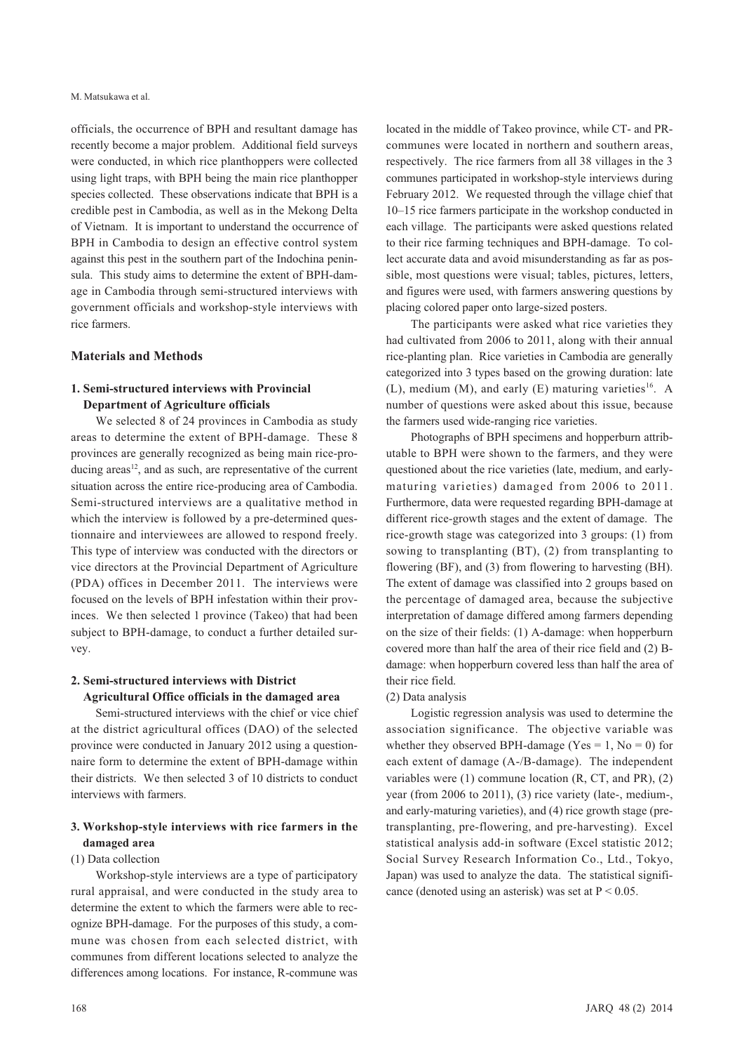officials, the occurrence of BPH and resultant damage has recently become a major problem. Additional field surveys were conducted, in which rice planthoppers were collected using light traps, with BPH being the main rice planthopper species collected. These observations indicate that BPH is a credible pest in Cambodia, as well as in the Mekong Delta of Vietnam. It is important to understand the occurrence of BPH in Cambodia to design an effective control system against this pest in the southern part of the Indochina peninsula. This study aims to determine the extent of BPH-damage in Cambodia through semi-structured interviews with government officials and workshop-style interviews with rice farmers.

## Materials and Methods

### 1. Semi-structured interviews with Provincial Department of Agriculture officials

We selected 8 of 24 provinces in Cambodia as study areas to determine the extent of BPH-damage. These 8 provinces are generally recognized as being main rice-producing areas[12], and as such, are representative of the current situation across the entire rice-producing area of Cambodia. Semi-structured interviews are a qualitative method in which the interview is followed by a pre-determined questionnaire and interviewees are allowed to respond freely. This type of interview was conducted with the directors or vice directors at the Provincial Department of Agriculture (PDA) offices in December 2011. The interviews were focused on the levels of BPH infestation within their provinces. We then selected 1 province (Takeo) that had been subject to BPH-damage, to conduct a further detailed survey.

### 2. Semi-structured interviews with District Agricultural Office officials in the damaged area

Semi-structured interviews with the chief or vice chief at the district agricultural offices (DAO) of the selected province were conducted in January 2012 using a questionnaire form to determine the extent of BPH-damage within their districts. We then selected 3 of 10 districts to conduct interviews with farmers.

### 3. Workshop-style interviews with rice farmers in the damaged area

(1) Data collection

Workshop-style interviews are a type of participatory rural appraisal, and were conducted in the study area to determine the extent to which the farmers were able to recognize BPH-damage. For the purposes of this study, a commune was chosen from each selected district, with communes from different locations selected to analyze the differences among locations. For instance, R-commune was located in the middle of Takeo province, while CT- and PR-communes were located in northern and southern areas, respectively. The rice farmers from all 38 villages in the 3 communes participated in workshop-style interviews during February 2012. We requested through the village chief that 10–15 rice farmers participate in the workshop conducted in each village. The participants were asked questions related to their rice farming techniques and BPH-damage. To collect accurate data and avoid misunderstanding as far as possible, most questions were visual; tables, pictures, letters, and figures were used, with farmers answering questions by placing colored paper onto large-sized posters.

The participants were asked what rice varieties they had cultivated from 2006 to 2011, along with their annual rice-planting plan. Rice varieties in Cambodia are generally categorized into 3 types based on the growing duration: late (L), medium (M), and early (E) maturing varieties[16]. A number of questions were asked about this issue, because the farmers used wide-ranging rice varieties.

Photographs of BPH specimens and hopperburn attributable to BPH were shown to the farmers, and they were questioned about the rice varieties (late, medium, and early-maturing varieties) damaged from 2006 to 2011. Furthermore, data were requested regarding BPH-damage at different rice-growth stages and the extent of damage. The rice-growth stage was categorized into 3 groups: (1) from sowing to transplanting (BT), (2) from transplanting to flowering (BF), and (3) from flowering to harvesting (BH). The extent of damage was classified into 2 groups based on the percentage of damaged area, because the subjective interpretation of damage differed among farmers depending on the size of their fields: (1) A-damage: when hopperburn covered more than half the area of their rice field and (2) B-damage: when hopperburn covered less than half the area of their rice field.

(2) Data analysis

Logistic regression analysis was used to determine the association significance. The objective variable was whether they observed BPH-damage (Yes = 1, No = 0) for each extent of damage (A-/B-damage). The independent variables were (1) commune location (R, CT, and PR), (2) year (from 2006 to 2011), (3) rice variety (late-, medium-, and early-maturing varieties), and (4) rice growth stage (pre-transplanting, pre-flowering, and pre-harvesting). Excel statistical analysis add-in software (Excel statistic 2012; Social Survey Research Information Co., Ltd., Tokyo, Japan) was used to analyze the data. The statistical significance (denoted using an asterisk) was set at $P < 0.05$.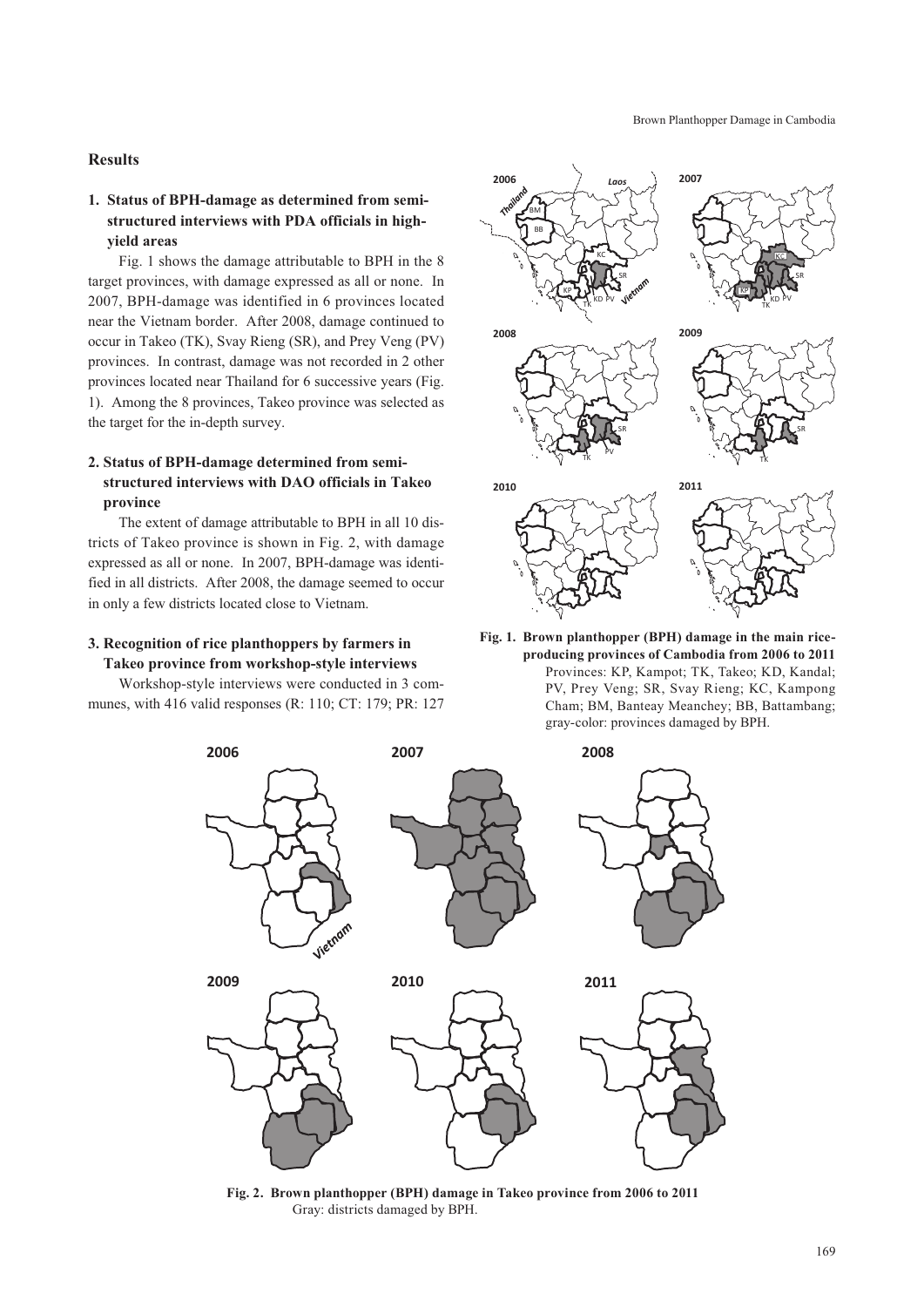## Results

### 1. Status of BPH-damage as determined from semi-structured interviews with PDA officials in high-yield areas

Fig. 1 shows the damage attributable to BPH in the 8 target provinces, with damage expressed as all or none. In 2007, BPH-damage was identified in 6 provinces located near the Vietnam border. After 2008, damage continued to occur in Takeo (TK), Svay Rieng (SR), and Prey Veng (PV) provinces. In contrast, damage was not recorded in 2 other provinces located near Thailand for 6 successive years (Fig. 1). Among the 8 provinces, Takeo province was selected as the target for the in-depth survey.

### 2. Status of BPH-damage determined from semi-structured interviews with DAO officials in Takeo province

The extent of damage attributable to BPH in all 10 districts of Takeo province is shown in Fig. 2, with damage expressed as all or none. In 2007, BPH-damage was identified in all districts. After 2008, the damage seemed to occur in only a few districts located close to Vietnam.

### 3. Recognition of rice planthoppers by farmers in Takeo province from workshop-style interviews

Workshop-style interviews were conducted in 3 communes, with 416 valid responses (R: 110; CT: 179; PR: 127

**Fig. 1. Brown planthopper (BPH) damage in the main rice-producing provinces of Cambodia from 2006 to 2011**
Provinces: KP, Kampot; TK, Takeo; KD, Kandal; PV, Prey Veng; SR, Svay Rieng; KC, Kampong Cham; BM, Banteay Meanchey; BB, Battambang; gray-color: provinces damaged by BPH.

**Fig. 2. Brown planthopper (BPH) damage in Takeo province from 2006 to 2011**
Gray: districts damaged by BPH.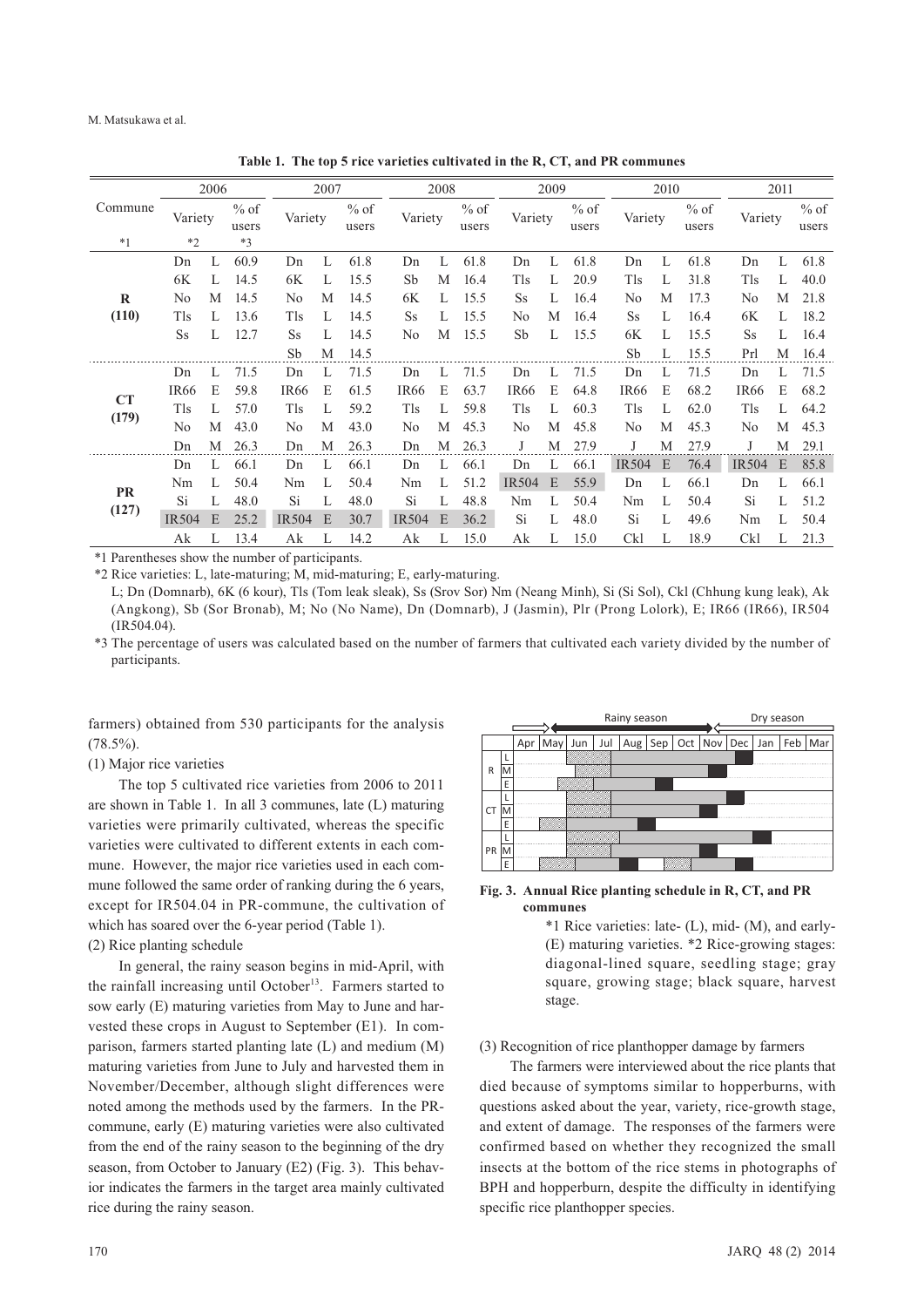**Table 1. The top 5 rice varieties cultivated in the R, CT, and PR communes**

| Commune *1 | 2006 | | | 2007 | | | 2008 | | | 2009 | | | 2010 | | | 2011 | | |
|---|---|---|---|---|---|---|---|---|---|---|---|---|---|---|---|---|---|---|
| | Variety *2 | | % of users *3 | Variety | | % of users | Variety | | % of users | Variety | | % of users | Variety | | % of users | Variety | | % of users |
| **R (110)** | Dn | L | 60.9 | Dn | L | 61.8 | Dn | L | 61.8 | Dn | L | 61.8 | Dn | L | 61.8 | Dn | L | 61.8 |
| | 6K | L | 14.5 | 6K | L | 15.5 | Sb | M | 16.4 | Tls | L | 20.9 | Tls | L | 31.8 | Tls | L | 40.0 |
| | No | M | 14.5 | No | M | 14.5 | 6K | L | 15.5 | Ss | L | 16.4 | No | M | 17.3 | No | M | 21.8 |
| | Tls | L | 13.6 | Tls | L | 14.5 | Ss | L | 15.5 | No | M | 16.4 | Ss | L | 16.4 | 6K | L | 18.2 |
| | Ss | L | 12.7 | Ss | L | 14.5 | No | M | 15.5 | Sb | L | 15.5 | 6K | L | 15.5 | Ss | L | 16.4 |
| | | | | Sb | M | 14.5 | | | | | | | Sb | L | 15.5 | Prl | M | 16.4 |
| **CT (179)** | Dn | L | 71.5 | Dn | L | 71.5 | Dn | L | 71.5 | Dn | L | 71.5 | Dn | L | 71.5 | Dn | L | 71.5 |
| | IR66 | E | 59.8 | IR66 | E | 61.5 | IR66 | E | 63.7 | IR66 | E | 64.8 | IR66 | E | 68.2 | IR66 | E | 68.2 |
| | Tls | L | 57.0 | Tls | L | 59.2 | Tls | L | 59.8 | Tls | L | 60.3 | Tls | L | 62.0 | Tls | L | 64.2 |
| | No | M | 43.0 | No | M | 43.0 | No | M | 45.3 | No | M | 45.8 | No | M | 45.3 | No | M | 45.3 |
| | Dn | M | 26.3 | Dn | M | 26.3 | Dn | M | 26.3 | J | M | 27.9 | J | M | 27.9 | J | M | 29.1 |
| **PR (127)** | Dn | L | 66.1 | Dn | L | 66.1 | Dn | L | 66.1 | Dn | L | 66.1 | IR504 | E | 76.4 | IR504 | E | 85.8 |
| | Nm | L | 50.4 | Nm | L | 50.4 | Nm | L | 51.2 | IR504 | E | 55.9 | Dn | L | 66.1 | Dn | L | 66.1 |
| | Si | L | 48.0 | Si | L | 48.0 | Si | L | 48.8 | Nm | L | 50.4 | Nm | L | 50.4 | Si | L | 51.2 |
| | IR504 | E | 25.2 | IR504 | E | 30.7 | IR504 | E | 36.2 | Si | L | 48.0 | Si | L | 49.6 | Nm | L | 50.4 |
| | Ak | L | 13.4 | Ak | L | 14.2 | Ak | L | 15.0 | Ak | L | 15.0 | Ckl | L | 18.9 | Ckl | L | 21.3 |

*1 Parentheses show the number of participants.

*2 Rice varieties: L, late-maturing; M, mid-maturing; E, early-maturing.
L; Dn (Domnarb), 6K (6 kour), Tls (Tom leak sleak), Ss (Srov Sor) Nm (Neang Minh), Si (Si Sol), Ckl (Chhung kung leak), Ak (Angkong), Sb (Sor Bronab), M; No (No Name), Dn (Domnarb), J (Jasmin), Plr (Prong Lolork), E; IR66 (IR66), IR504 (IR504.04).

*3 The percentage of users was calculated based on the number of farmers that cultivated each variety divided by the number of participants.

farmers) obtained from 530 participants for the analysis (78.5%).

(1) Major rice varieties

The top 5 cultivated rice varieties from 2006 to 2011 are shown in Table 1. In all 3 communes, late (L) maturing varieties were primarily cultivated, whereas the specific varieties were cultivated to different extents in each commune. However, the major rice varieties used in each commune followed the same order of ranking during the 6 years, except for IR504.04 in PR-commune, the cultivation of which has soared over the 6-year period (Table 1).

(2) Rice planting schedule

In general, the rainy season begins in mid-April, with the rainfall increasing until October[13]. Farmers started to sow early (E) maturing varieties from May to June and harvested these crops in August to September (E1). In comparison, farmers started planting late (L) and medium (M) maturing varieties from June to July and harvested them in November/December, although slight differences were noted among the methods used by the farmers. In the PR-commune, early (E) maturing varieties were also cultivated from the end of the rainy season to the beginning of the dry season, from October to January (E2) (Fig. 3). This behavior indicates the farmers in the target area mainly cultivated rice during the rainy season.

**Fig. 3. Annual Rice planting schedule in R, CT, and PR communes**

*1 Rice varieties: late- (L), mid- (M), and early- (E) maturing varieties. *2 Rice-growing stages: diagonal-lined square, seedling stage; gray square, growing stage; black square, harvest stage.

(3) Recognition of rice planthopper damage by farmers

The farmers were interviewed about the rice plants that died because of symptoms similar to hopperburns, with questions asked about the year, variety, rice-growth stage, and extent of damage. The responses of the farmers were confirmed based on whether they recognized the small insects at the bottom of the rice stems in photographs of BPH and hopperburn, despite the difficulty in identifying specific rice planthopper species.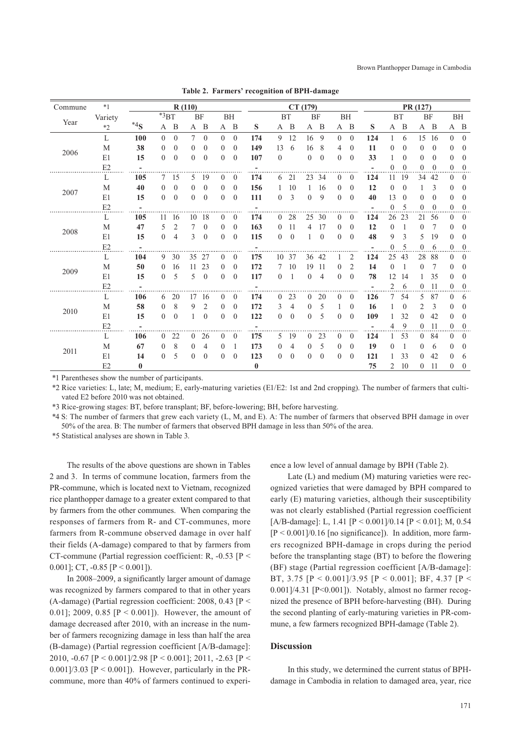**Table 2. Farmers' recognition of BPH-damage**

| Commune | *1 | R (110) | | | | | | | CT (179) | | | | | | | PR (127) | | | | | | |
|---|---|---|---|---|---|---|---|---|---|---|---|---|---|---|---|---|---|---|---|---|---|---|
| Year | Variety *2 | *4S | *3BT | | BF | | BH | | S | BT | | BF | | BH | | S | BT | | BF | | BH | |
| | | | A | B | A | B | A | B | | A | B | A | B | A | B | | A | B | A | B | A | B |
| 2006 | L | **100** | 0 | 0 | 7 | 0 | 0 | 0 | **174** | 9 | 12 | 16 | 9 | 0 | 0 | **124** | 1 | 6 | 15 | 16 | 0 | 0 |
| | M | **38** | 0 | 0 | 0 | 0 | 0 | 0 | **149** | 13 | 6 | 16 | 8 | 4 | 0 | **11** | 0 | 0 | 0 | 0 | 0 | 0 |
| | E1 | **15** | 0 | 0 | 0 | 0 | 0 | 0 | **107** | 0 | | 0 | 0 | 0 | 0 | **33** | 1 | 0 | 0 | 0 | 0 | 0 |
| | E2 | **-** | | | | | | | **-** | | | | | | | **-** | 0 | 0 | 0 | 0 | 0 | 0 |
| 2007 | L | **105** | 7 | 15 | 5 | 19 | 0 | 0 | **174** | 6 | 21 | 23 | 34 | 0 | 0 | **124** | 11 | 19 | 34 | 42 | 0 | 0 |
| | M | **40** | 0 | 0 | 0 | 0 | 0 | 0 | **156** | 1 | 10 | 1 | 16 | 0 | 0 | **12** | 0 | 0 | 1 | 3 | 0 | 0 |
| | E1 | **15** | 0 | 0 | 0 | 0 | 0 | 0 | **111** | 0 | 3 | 0 | 9 | 0 | 0 | **40** | 13 | 0 | 0 | 0 | 0 | 0 |
| | E2 | **-** | | | | | | | **-** | | | | | | | **-** | 0 | 5 | 0 | 0 | 0 | 0 |
| 2008 | L | **105** | 11 | 16 | 10 | 18 | 0 | 0 | **174** | 0 | 28 | 25 | 30 | 0 | 0 | **124** | 26 | 23 | 21 | 56 | 0 | 0 |
| | M | **47** | 5 | 2 | 7 | 0 | 0 | 0 | **163** | 0 | 11 | 4 | 17 | 0 | 0 | **12** | 0 | 1 | 0 | 7 | 0 | 0 |
| | E1 | **15** | 0 | 4 | 3 | 0 | 0 | 0 | **115** | 0 | 0 | 1 | 0 | 0 | 0 | **48** | 9 | 3 | 5 | 19 | 0 | 0 |
| | E2 | **-** | | | | | | | **-** | | | | | | | **-** | 0 | 5 | 0 | 6 | 0 | 0 |
| 2009 | L | **104** | 9 | 30 | 35 | 27 | 0 | 0 | **175** | 10 | 37 | 36 | 42 | 1 | 2 | **124** | 25 | 43 | 28 | 88 | 0 | 0 |
| | M | **50** | 0 | 16 | 11 | 23 | 0 | 0 | **172** | 7 | 10 | 19 | 11 | 0 | 2 | **14** | 0 | 1 | 0 | 7 | 0 | 0 |
| | E1 | **15** | 0 | 5 | 5 | 0 | 0 | 0 | **117** | 0 | 1 | 0 | 4 | 0 | 0 | **78** | 12 | 14 | 1 | 35 | 0 | 0 |
| | E2 | **-** | | | | | | | **-** | | | | | | | **-** | 2 | 6 | 0 | 11 | 0 | 0 |
| 2010 | L | **106** | 6 | 20 | 17 | 16 | 0 | 0 | **174** | 0 | 23 | 0 | 20 | 0 | 0 | **126** | 7 | 54 | 5 | 87 | 0 | 6 |
| | M | **58** | 0 | 8 | 9 | 2 | 0 | 0 | **172** | 3 | 4 | 0 | 5 | 1 | 0 | **16** | 1 | 0 | 2 | 3 | 0 | 0 |
| | E1 | **15** | 0 | 0 | 1 | 0 | 0 | 0 | **122** | 0 | 0 | 0 | 5 | 0 | 0 | **109** | 1 | 32 | 0 | 42 | 0 | 0 |
| | E2 | **-** | | | | | | | **-** | | | | | | | **-** | 4 | 9 | 0 | 11 | 0 | 0 |
| 2011 | L | **106** | 0 | 22 | 0 | 26 | 0 | 0 | **175** | 5 | 19 | 0 | 23 | 0 | 0 | **124** | 1 | 53 | 0 | 84 | 0 | 0 |
| | M | **67** | 0 | 8 | 0 | 4 | 0 | 1 | **173** | 0 | 4 | 0 | 5 | 0 | 0 | **19** | 0 | 1 | 0 | 6 | 0 | 0 |
| | E1 | **14** | 0 | 5 | 0 | 0 | 0 | 0 | **123** | 0 | 0 | 0 | 0 | 0 | 0 | **121** | 1 | 33 | 0 | 42 | 0 | 6 |
| | E2 | **0** | | | | | | | **0** | | | | | | | **75** | 2 | 10 | 0 | 11 | 0 | 0 |

*1 Parentheses show the number of participants.

*2 Rice varieties: L, late; M, medium; E, early-maturing varieties (E1/E2: 1st and 2nd cropping). The number of farmers that cultivated E2 before 2010 was not obtained.

*3 Rice-growing stages: BT, before transplant; BF, before-lowering; BH, before harvesting.

*4 S: The number of farmers that grew each variety (L, M, and E). A: The number of farmers that observed BPH damage in over 50% of the area. B: The number of farmers that observed BPH damage in less than 50% of the area.

*5 Statistical analyses are shown in Table 3.

The results of the above questions are shown in Tables 2 and 3. In terms of commune location, farmers from the PR-commune, which is located next to Vietnam, recognized rice planthopper damage to a greater extent compared to that by farmers from the other communes. When comparing the responses of farmers from R- and CT-communes, more farmers from R-commune observed damage in over half their fields (A-damage) compared to that by farmers from CT-commune (Partial regression coefficient: R, -0.53 [$P < 0.001$]; CT, -0.85 [$P < 0.001$]).

In 2008–2009, a significantly larger amount of damage was recognized by farmers compared to that in other years (A-damage) (Partial regression coefficient: 2008, 0.43 [$P < 0.01$]; 2009, 0.85 [$P < 0.001$]). However, the amount of damage decreased after 2010, with an increase in the number of farmers recognizing damage in less than half the area (B-damage) (Partial regression coefficient [A/B-damage]: 2010, -0.67 [$P < 0.001$]/2.98 [$P < 0.001$]; 2011, -2.63 [$P < 0.001$]/3.03 [$P < 0.001$]). However, particularly in the PR-commune, more than 40% of farmers continued to experience a low level of annual damage by BPH (Table 2).

Late (L) and medium (M) maturing varieties were recognized varieties that were damaged by BPH compared to early (E) maturing varieties, although their susceptibility was not clearly established (Partial regression coefficient [A/B-damage]: L, 1.41 [$P < 0.001$]/0.14 [$P < 0.01$]; M, 0.54 [$P < 0.001$]/0.16 [no significance]). In addition, more farmers recognized BPH-damage in crops during the period before the transplanting stage (BT) to before the flowering (BF) stage (Partial regression coefficient [A/B-damage]: BT, 3.75 [$P < 0.001$]/3.95 [$P < 0.001$]; BF, 4.37 [$P < 0.001$]/4.31 [$P<0.001$]). Notably, almost no farmer recognized the presence of BPH before-harvesting (BH). During the second planting of early-maturing varieties in PR-commune, a few farmers recognized BPH-damage (Table 2).

## Discussion

In this study, we determined the current status of BPH-damage in Cambodia in relation to damaged area, year, rice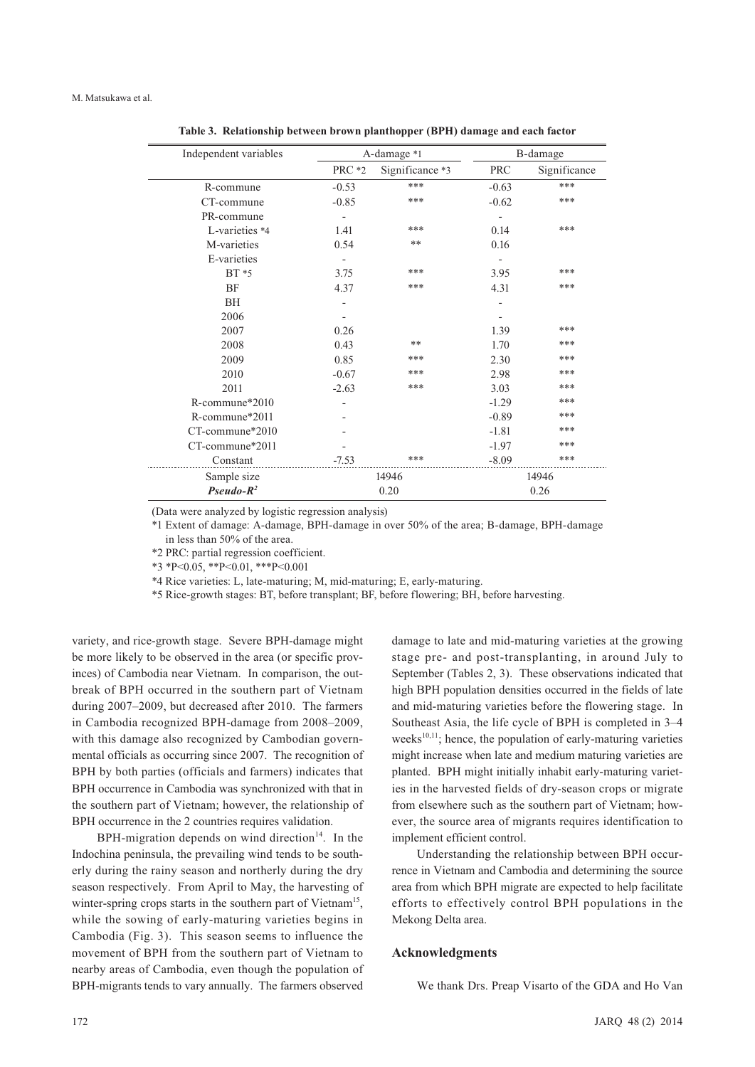**Table 3. Relationship between brown planthopper (BPH) damage and each factor**

| Independent variables | A-damage *1 | | B-damage | |
|---|---|---|---|---|
| | PRC *2 | Significance *3 | PRC | Significance |
| R-commune | -0.53 | *** | -0.63 | *** |
| CT-commune | -0.85 | *** | -0.62 | *** |
| PR-commune | - | | - | |
| L-varieties *4 | 1.41 | *** | 0.14 | *** |
| M-varieties | 0.54 | ** | 0.16 | |
| E-varieties | - | | - | |
| BT *5 | 3.75 | *** | 3.95 | *** |
| BF | 4.37 | *** | 4.31 | *** |
| BH | - | | - | |
| 2006 | - | | - | |
| 2007 | 0.26 | | 1.39 | *** |
| 2008 | 0.43 | ** | 1.70 | *** |
| 2009 | 0.85 | *** | 2.30 | *** |
| 2010 | -0.67 | *** | 2.98 | *** |
| 2011 | -2.63 | *** | 3.03 | *** |
| R-commune*2010 | - | | -1.29 | *** |
| R-commune*2011 | - | | -0.89 | *** |
| CT-commune*2010 | - | | -1.81 | *** |
| CT-commune*2011 | - | | -1.97 | *** |
| Constant | -7.53 | *** | -8.09 | *** |
| Sample size | 14946 | | 14946 | |
| ***Pseudo-$R^2$*** | 0.20 | | 0.26 | |

(Data were analyzed by logistic regression analysis)

*1 Extent of damage: A-damage, BPH-damage in over 50% of the area; B-damage, BPH-damage in less than 50% of the area.

*2 PRC: partial regression coefficient.

*3 *P<0.05, **P<0.01, ***P<0.001

*4 Rice varieties: L, late-maturing; M, mid-maturing; E, early-maturing.

*5 Rice-growth stages: BT, before transplant; BF, before flowering; BH, before harvesting.

variety, and rice-growth stage. Severe BPH-damage might be more likely to be observed in the area (or specific provinces) of Cambodia near Vietnam. In comparison, the outbreak of BPH occurred in the southern part of Vietnam during 2007–2009, but decreased after 2010. The farmers in Cambodia recognized BPH-damage from 2008–2009, with this damage also recognized by Cambodian governmental officials as occurring since 2007. The recognition of BPH by both parties (officials and farmers) indicates that BPH occurrence in Cambodia was synchronized with that in the southern part of Vietnam; however, the relationship of BPH occurrence in the 2 countries requires validation.

BPH-migration depends on wind direction[14]. In the Indochina peninsula, the prevailing wind tends to be southerly during the rainy season and northerly during the dry season respectively. From April to May, the harvesting of winter-spring crops starts in the southern part of Vietnam[15], while the sowing of early-maturing varieties begins in Cambodia (Fig. 3). This season seems to influence the movement of BPH from the southern part of Vietnam to nearby areas of Cambodia, even though the population of BPH-migrants tends to vary annually. The farmers observed damage to late and mid-maturing varieties at the growing stage pre- and post-transplanting, in around July to September (Tables 2, 3). These observations indicated that high BPH population densities occurred in the fields of late and mid-maturing varieties before the flowering stage. In Southeast Asia, the life cycle of BPH is completed in 3–4 weeks[10,11]; hence, the population of early-maturing varieties might increase when late and medium maturing varieties are planted. BPH might initially inhabit early-maturing varieties in the harvested fields of dry-season crops or migrate from elsewhere such as the southern part of Vietnam; however, the source area of migrants requires identification to implement efficient control.

Understanding the relationship between BPH occurrence in Vietnam and Cambodia and determining the source area from which BPH migrate are expected to help facilitate efforts to effectively control BPH populations in the Mekong Delta area.

## Acknowledgments

We thank Drs. Preap Visarto of the GDA and Ho Van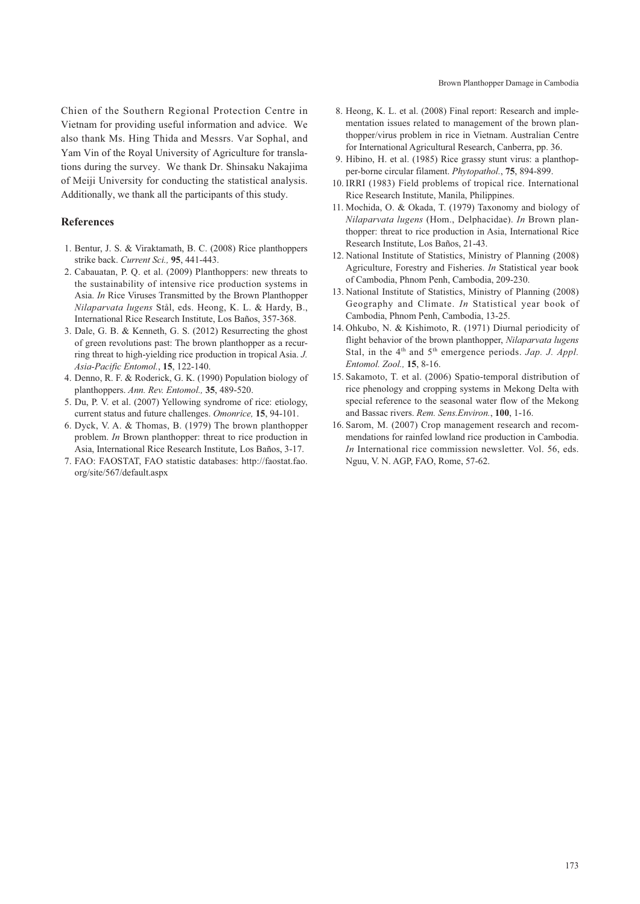Chien of the Southern Regional Protection Centre in Vietnam for providing useful information and advice. We also thank Ms. Hing Thida and Messrs. Var Sophal, and Yam Vin of the Royal University of Agriculture for translations during the survey. We thank Dr. Shinsaku Nakajima of Meiji University for conducting the statistical analysis. Additionally, we thank all the participants of this study.

## References

1. Bentur, J. S. & Viraktamath, B. C. (2008) Rice planthoppers strike back. *Current Sci.,* **95**, 441-443.
2. Cabauatan, P. Q. et al. (2009) Planthoppers: new threats to the sustainability of intensive rice production systems in Asia. *In* Rice Viruses Transmitted by the Brown Planthopper *Nilaparvata lugens* Stål, eds. Heong, K. L. & Hardy, B., International Rice Research Institute, Los Baños, 357-368.
3. Dale, G. B. & Kenneth, G. S. (2012) Resurrecting the ghost of green revolutions past: The brown planthopper as a recurring threat to high-yielding rice production in tropical Asia. *J. Asia-Pacific Entomol.*, **15**, 122-140.
4. Denno, R. F. & Roderick, G. K. (1990) Population biology of planthoppers. *Ann. Rev. Entomol.,* **35**, 489-520.
5. Du, P. V. et al. (2007) Yellowing syndrome of rice: etiology, current status and future challenges. *Omonrice,* **15**, 94-101.
6. Dyck, V. A. & Thomas, B. (1979) The brown planthopper problem. *In* Brown planthopper: threat to rice production in Asia, International Rice Research Institute, Los Baños, 3-17.
7. FAO: FAOSTAT, FAO statistic databases: http://faostat.fao.org/site/567/default.aspx
8. Heong, K. L. et al. (2008) Final report: Research and implementation issues related to management of the brown planthopper/virus problem in rice in Vietnam. Australian Centre for International Agricultural Research, Canberra, pp. 36.
9. Hibino, H. et al. (1985) Rice grassy stunt virus: a planthopper-borne circular filament. *Phytopathol.*, **75**, 894-899.
10. IRRI (1983) Field problems of tropical rice. International Rice Research Institute, Manila, Philippines.
11. Mochida, O. & Okada, T. (1979) Taxonomy and biology of *Nilaparvata lugens* (Hom., Delphacidae). *In* Brown planthopper: threat to rice production in Asia, International Rice Research Institute, Los Baños, 21-43.
12. National Institute of Statistics, Ministry of Planning (2008) Agriculture, Forestry and Fisheries. *In* Statistical year book of Cambodia, Phnom Penh, Cambodia, 209-230.
13. National Institute of Statistics, Ministry of Planning (2008) Geography and Climate. *In* Statistical year book of Cambodia, Phnom Penh, Cambodia, 13-25.
14. Ohkubo, N. & Kishimoto, R. (1971) Diurnal periodicity of flight behavior of the brown planthopper, *Nilaparvata lugens* Stal, in the 4th and 5th emergence periods. *Jap. J. Appl. Entomol. Zool.,* **15**, 8-16.
15. Sakamoto, T. et al. (2006) Spatio-temporal distribution of rice phenology and cropping systems in Mekong Delta with special reference to the seasonal water flow of the Mekong and Bassac rivers. *Rem. Sens.Environ.*, **100**, 1-16.
16. Sarom, M. (2007) Crop management research and recommendations for rainfed lowland rice production in Cambodia. *In* International rice commission newsletter. Vol. 56, eds. Nguu, V. N. AGP, FAO, Rome, 57-62.